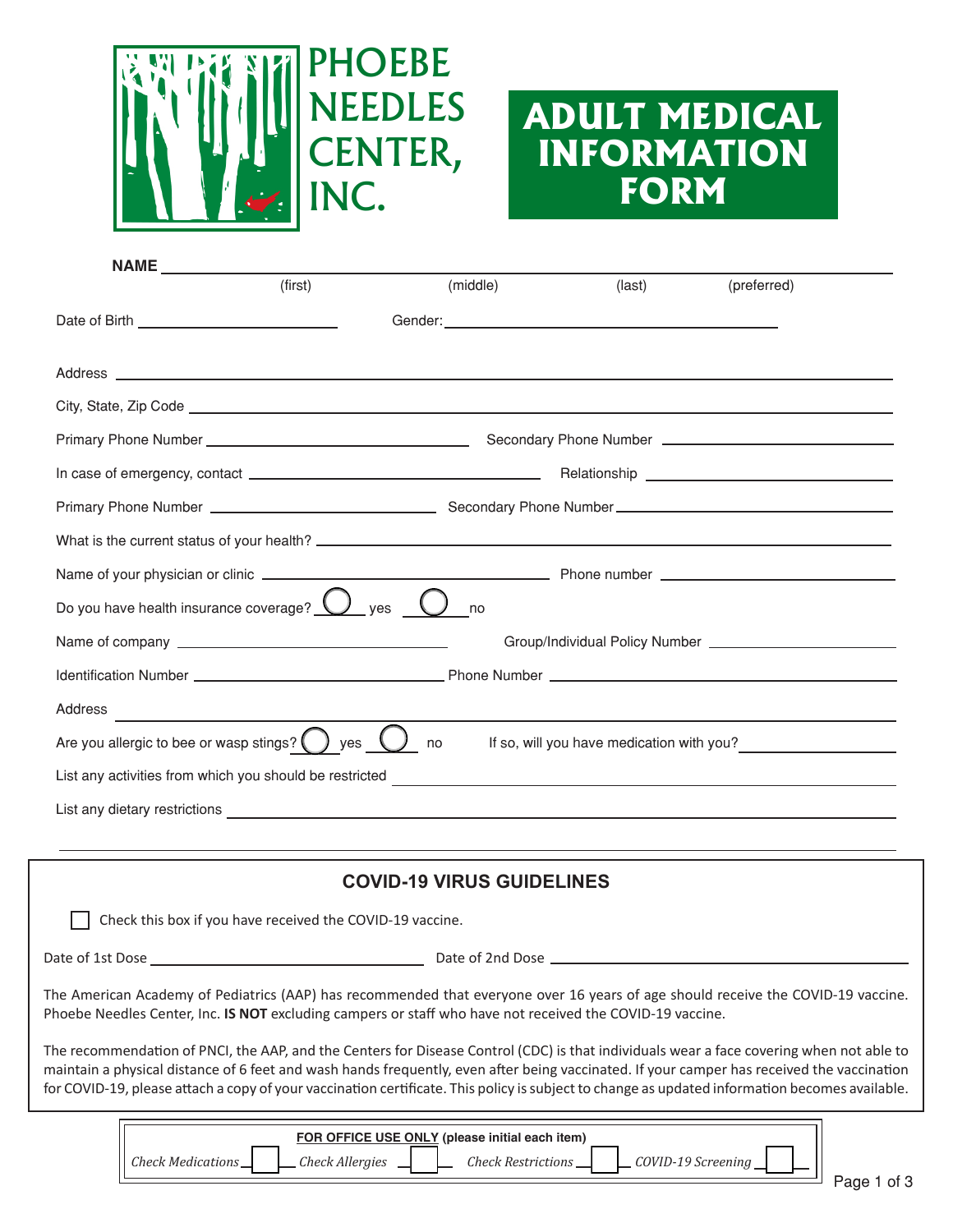# PHOEBE NEEDLES CENTER, INC.

# ADULT MEDICAL INFORMATION FORM

**NAME** ______________________________________________
(first) (middle) (last) (preferred)

Date of Birth ____________________ Gender: ____________________

Address ______________________________________________

City, State, Zip Code ______________________________________________

Primary Phone Number ____________________ Secondary Phone Number ____________________

In case of emergency, contact ____________________ Relationship ____________________

Primary Phone Number ____________________ Secondary Phone Number ____________________

What is the current status of your health? ______________________________________________

Name of your physician or clinic ____________________ Phone number ____________________

Do you have health insurance coverage? ◯ yes ◯ no

Name of company ____________________ Group/Individual Policy Number ____________________

Identification Number ____________________ Phone Number ____________________

Address ______________________________________________

Are you allergic to bee or wasp stings? ◯ yes ◯ no If so, will you have medication with you? ____________________

List any activities from which you should be restricted ______________________________________________

List any dietary restrictions ______________________________________________

## COVID-19 VIRUS GUIDELINES

☐ Check this box if you have received the COVID-19 vaccine.

Date of 1st Dose ____________________ Date of 2nd Dose ____________________

The American Academy of Pediatrics (AAP) has recommended that everyone over 16 years of age should receive the COVID-19 vaccine. Phoebe Needles Center, Inc. **IS NOT** excluding campers or staff who have not received the COVID-19 vaccine.

The recommendation of PNCI, the AAP, and the Centers for Disease Control (CDC) is that individuals wear a face covering when not able to maintain a physical distance of 6 feet and wash hands frequently, even after being vaccinated. If your camper has received the vaccination for COVID-19, please attach a copy of your vaccination certificate. This policy is subject to change as updated information becomes available.

**FOR OFFICE USE ONLY (please initial each item)**

*Check Medications* ☐ *Check Allergies* ☐ *Check Restrictions* ☐ *COVID-19 Screening* ☐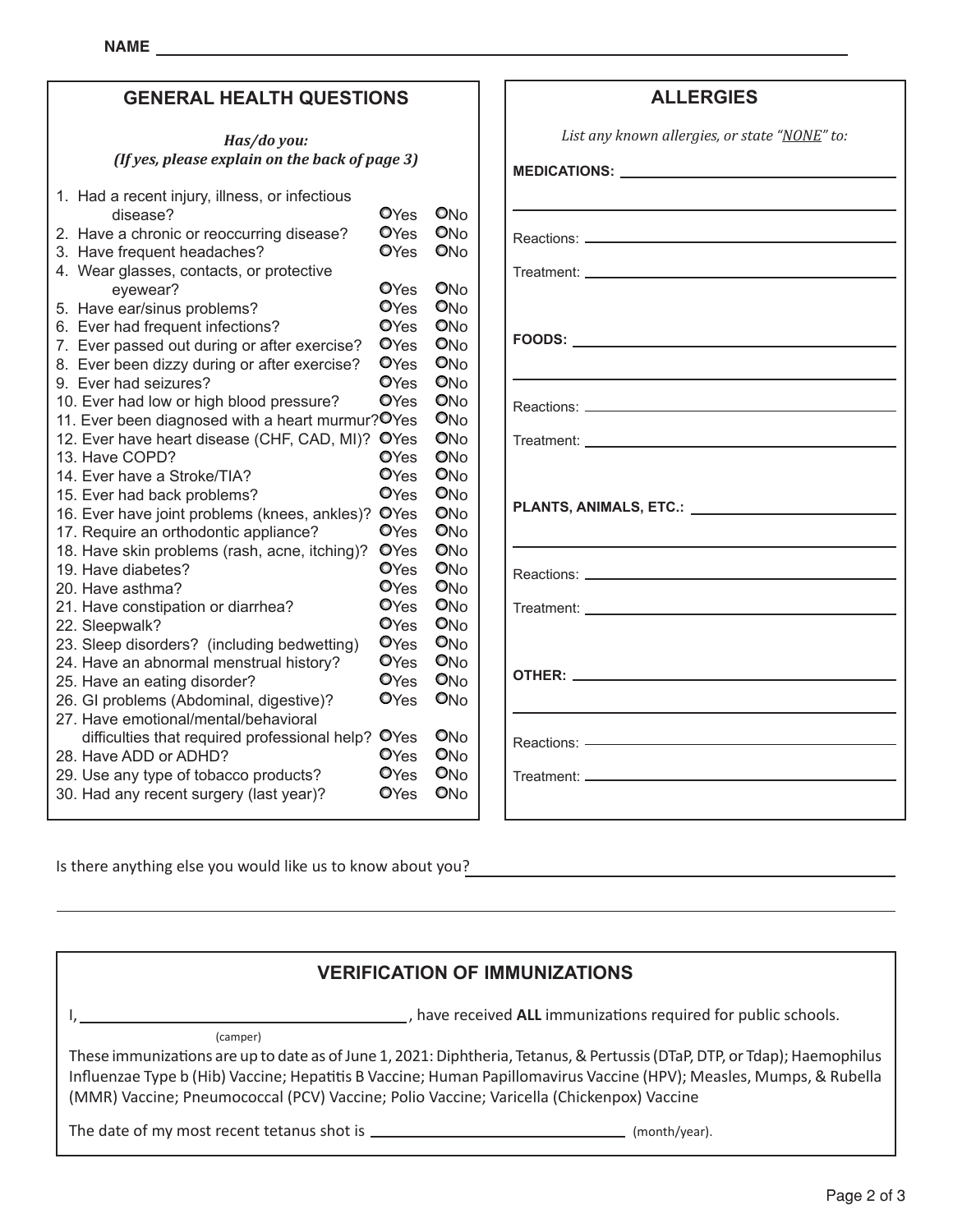NAME ______________________________________________

## GENERAL HEALTH QUESTIONS

***Has/do you:***
***(If yes, please explain on the back of page 3)***

| Question | Yes | No |
|---|---|---|
| 1. Had a recent injury, illness, or infectious disease? | ○Yes | ○No |
| 2. Have a chronic or reoccurring disease? | ○Yes | ○No |
| 3. Have frequent headaches? | ○Yes | ○No |
| 4. Wear glasses, contacts, or protective eyewear? | ○Yes | ○No |
| 5. Have ear/sinus problems? | ○Yes | ○No |
| 6. Ever had frequent infections? | ○Yes | ○No |
| 7. Ever passed out during or after exercise? | ○Yes | ○No |
| 8. Ever been dizzy during or after exercise? | ○Yes | ○No |
| 9. Ever had seizures? | ○Yes | ○No |
| 10. Ever had low or high blood pressure? | ○Yes | ○No |
| 11. Ever been diagnosed with a heart murmur? | ○Yes | ○No |
| 12. Ever have heart disease (CHF, CAD, MI)? | ○Yes | ○No |
| 13. Have COPD? | ○Yes | ○No |
| 14. Ever have a Stroke/TIA? | ○Yes | ○No |
| 15. Ever had back problems? | ○Yes | ○No |
| 16. Ever have joint problems (knees, ankles)? | ○Yes | ○No |
| 17. Require an orthodontic appliance? | ○Yes | ○No |
| 18. Have skin problems (rash, acne, itching)? | ○Yes | ○No |
| 19. Have diabetes? | ○Yes | ○No |
| 20. Have asthma? | ○Yes | ○No |
| 21. Have constipation or diarrhea? | ○Yes | ○No |
| 22. Sleepwalk? | ○Yes | ○No |
| 23. Sleep disorders? (including bedwetting) | ○Yes | ○No |
| 24. Have an abnormal menstrual history? | ○Yes | ○No |
| 25. Have an eating disorder? | ○Yes | ○No |
| 26. GI problems (Abdominal, digestive)? | ○Yes | ○No |
| 27. Have emotional/mental/behavioral difficulties that required professional help? | ○Yes | ○No |
| 28. Have ADD or ADHD? | ○Yes | ○No |
| 29. Use any type of tobacco products? | ○Yes | ○No |
| 30. Had any recent surgery (last year)? | ○Yes | ○No |

## ALLERGIES

*List any known allergies, or state "__NONE__" to:*

**MEDICATIONS:** ______________________________

______________________________

Reactions: ______________________________

Treatment: ______________________________

**FOODS:** ______________________________

______________________________

Reactions: ______________________________

Treatment: ______________________________

**PLANTS, ANIMALS, ETC.:** ______________________________

______________________________

Reactions: ______________________________

Treatment: ______________________________

**OTHER:** ______________________________

______________________________

Reactions: ______________________________

Treatment: ______________________________

Is there anything else you would like us to know about you? ______________________________

______________________________________________

## VERIFICATION OF IMMUNIZATIONS

I, ______________________________ (camper), have received **ALL** immunizations required for public schools.

These immunizations are up to date as of June 1, 2021: Diphtheria, Tetanus, & Pertussis (DTaP, DTP, or Tdap); Haemophilus Influenzae Type b (Hib) Vaccine; Hepatitis B Vaccine; Human Papillomavirus Vaccine (HPV); Measles, Mumps, & Rubella (MMR) Vaccine; Pneumococcal (PCV) Vaccine; Polio Vaccine; Varicella (Chickenpox) Vaccine

The date of my most recent tetanus shot is ______________________ (month/year).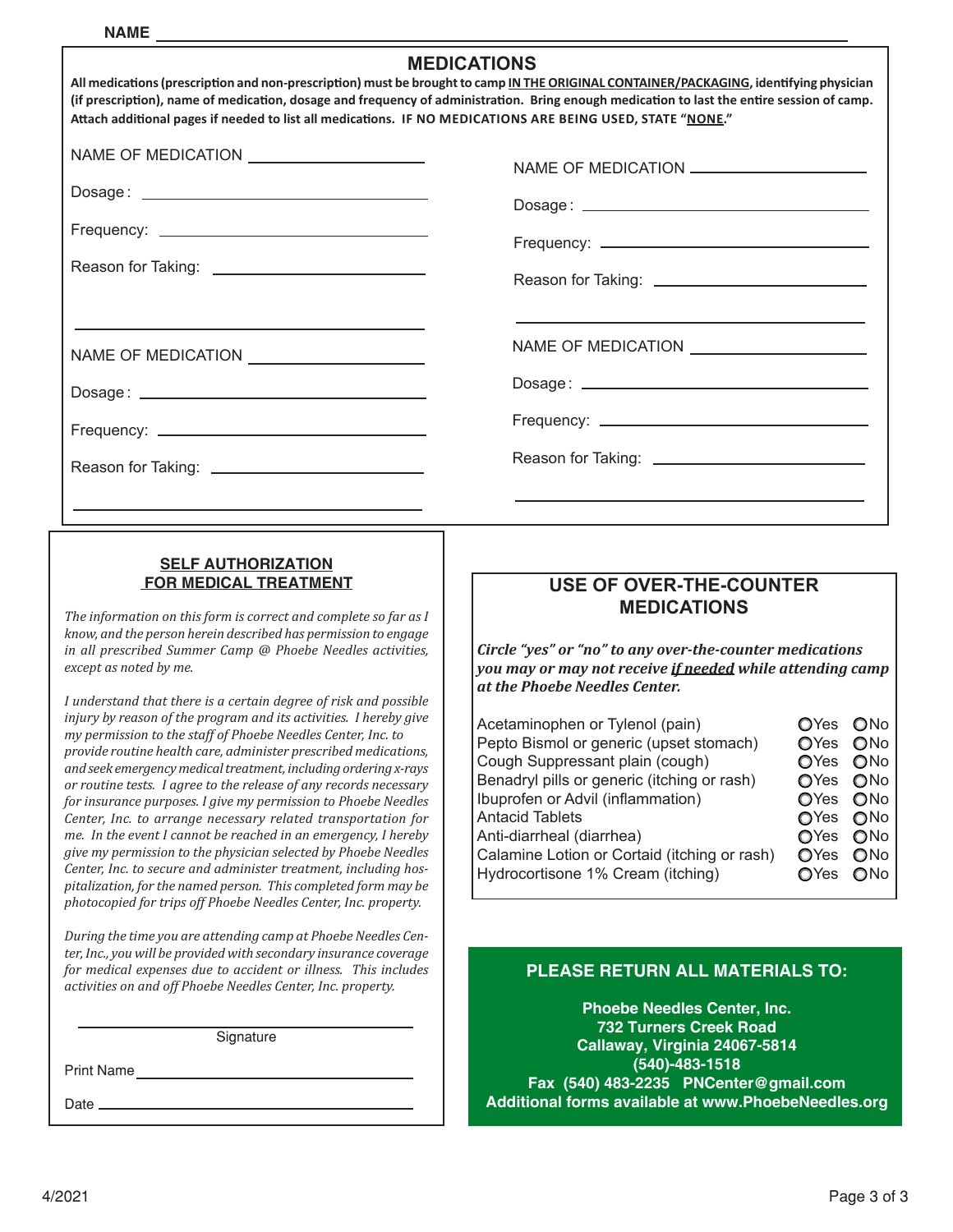NAME ______________________________

## MEDICATIONS

**All medications (prescription and non-prescription) must be brought to camp <u>IN THE ORIGINAL CONTAINER/PACKAGING</u>, identifying physician (if prescription), name of medication, dosage and frequency of administration. Bring enough medication to last the entire session of camp. Attach additional pages if needed to list all medications. IF NO MEDICATIONS ARE BEING USED, STATE "<u>NONE</u>."**

NAME OF MEDICATION ______________________

Dosage: ______________________

Frequency: ______________________

Reason for Taking: ______________________

______________________

NAME OF MEDICATION ______________________

Dosage: ______________________

Frequency: ______________________

Reason for Taking: ______________________

______________________

NAME OF MEDICATION ______________________

Dosage: ______________________

Frequency: ______________________

Reason for Taking: ______________________

______________________

NAME OF MEDICATION ______________________

Dosage: ______________________

Frequency: ______________________

Reason for Taking: ______________________

______________________

### SELF AUTHORIZATION FOR MEDICAL TREATMENT

*The information on this form is correct and complete so far as I know, and the person herein described has permission to engage in all prescribed Summer Camp @ Phoebe Needles activities, except as noted by me.*

*I understand that there is a certain degree of risk and possible injury by reason of the program and its activities. I hereby give my permission to the staff of Phoebe Needles Center, Inc. to provide routine health care, administer prescribed medications, and seek emergency medical treatment, including ordering x-rays or routine tests. I agree to the release of any records necessary for insurance purposes. I give my permission to Phoebe Needles Center, Inc. to arrange necessary related transportation for me. In the event I cannot be reached in an emergency, I hereby give my permission to the physician selected by Phoebe Needles Center, Inc. to secure and administer treatment, including hospitalization, for the named person. This completed form may be photocopied for trips off Phoebe Needles Center, Inc. property.*

*During the time you are attending camp at Phoebe Needles Center, Inc., you will be provided with secondary insurance coverage for medical expenses due to accident or illness. This includes activities on and off Phoebe Needles Center, Inc. property.*

______________________
Signature

Print Name ______________________

Date ______________________

### USE OF OVER-THE-COUNTER MEDICATIONS

***Circle "yes" or "no" to any over-the-counter medications you may or may not receive <u>if needed</u> while attending camp at the Phoebe Needles Center.***

| | | |
|---|---|---|
| Acetaminophen or Tylenol (pain) | ○Yes | ○No |
| Pepto Bismol or generic (upset stomach) | ○Yes | ○No |
| Cough Suppressant plain (cough) | ○Yes | ○No |
| Benadryl pills or generic (itching or rash) | ○Yes | ○No |
| Ibuprofen or Advil (inflammation) | ○Yes | ○No |
| Antacid Tablets | ○Yes | ○No |
| Anti-diarrheal (diarrhea) | ○Yes | ○No |
| Calamine Lotion or Cortaid (itching or rash) | ○Yes | ○No |
| Hydrocortisone 1% Cream (itching) | ○Yes | ○No |

### PLEASE RETURN ALL MATERIALS TO:

**Phoebe Needles Center, Inc.**
**732 Turners Creek Road**
**Callaway, Virginia 24067-5814**
**(540)-483-1518**
**Fax (540) 483-2235 PNCenter@gmail.com**
**Additional forms available at www.PhoebeNeedles.org**

4/2021